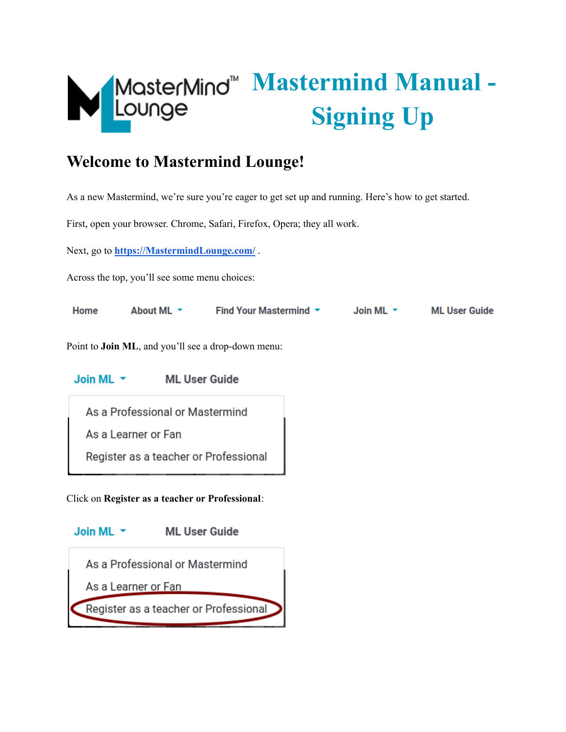# Mastermind Manual - Signing Up

## Welcome to Mastermind Lounge!

As a new Mastermind, we're sure you're eager to get set up and running. Here's how to get started.

First, open your browser. Chrome, Safari, Firefox, Opera; they all work.

Next, go to [https://MastermindLounge.com/](https://MastermindLounge.com/) .

Across the top, you'll see some menu choices:

Home | About ML | Find Your Mastermind | Join ML | ML User Guide

Point to **Join ML**, and you'll see a drop-down menu:

Join ML | ML User Guide

- As a Professional or Mastermind
- As a Learner or Fan
- Register as a teacher or Professional

Click on **Register as a teacher or Professional**:

Join ML | ML User Guide

- As a Professional or Mastermind
- As a Learner or Fan
- Register as a teacher or Professional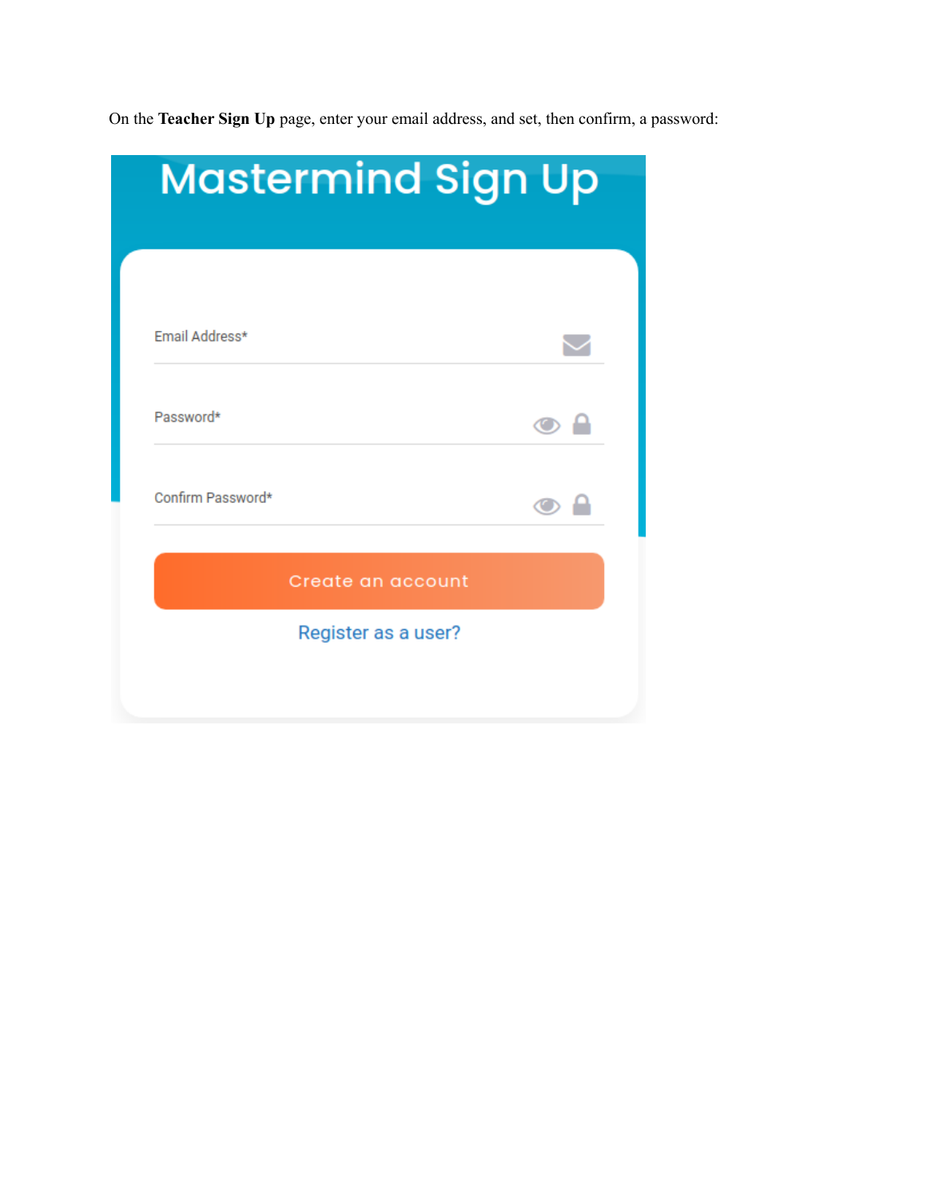On the **Teacher Sign Up** page, enter your email address, and set, then confirm, a password:

Mastermind Sign Up

Email Address*

Password*

Confirm Password*

Create an account

Register as a user?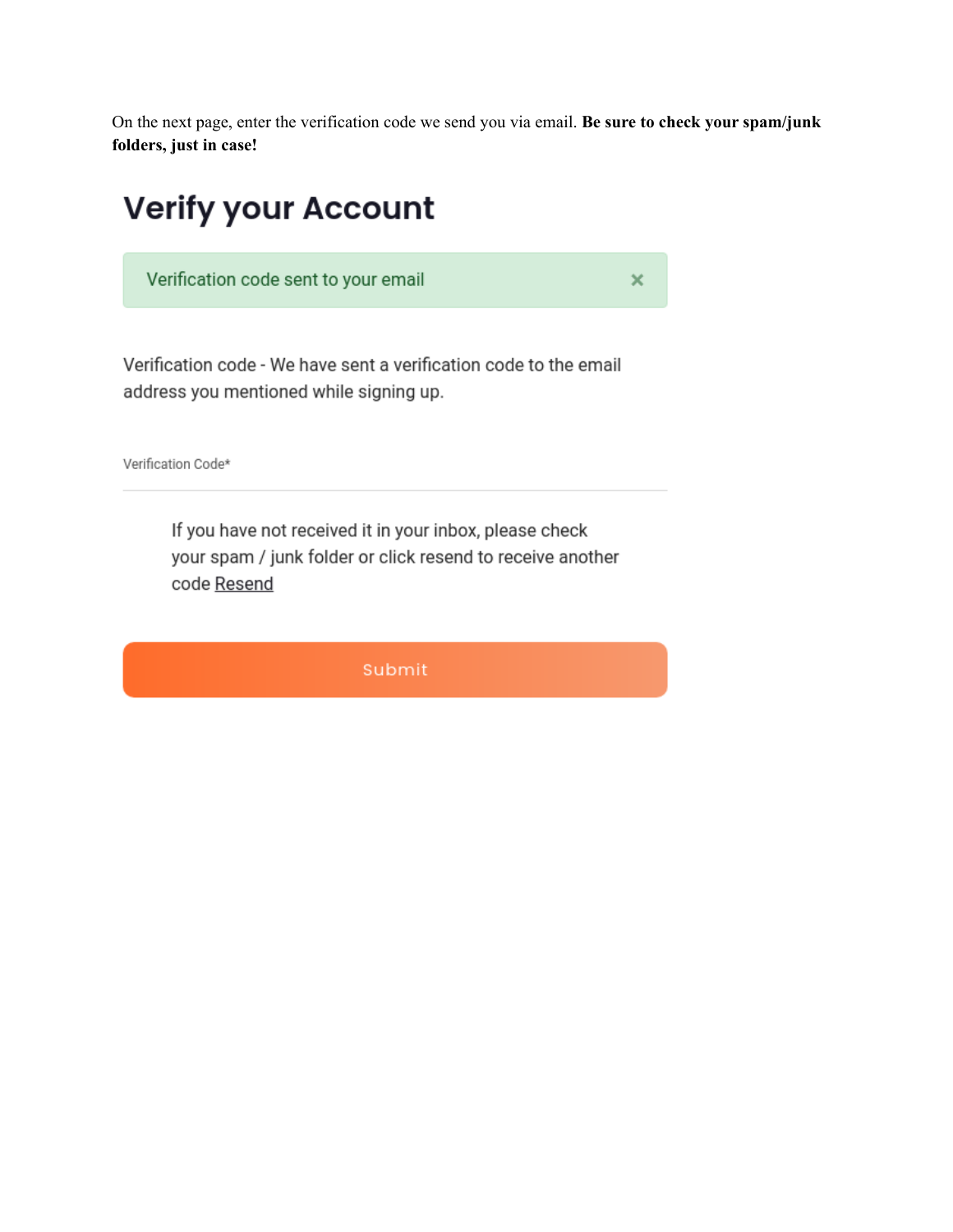On the next page, enter the verification code we send you via email. **Be sure to check your spam/junk folders, just in case!**

# Verify your Account

Verification code sent to your email ×

Verification code - We have sent a verification code to the email address you mentioned while signing up.

Verification Code*

If you have not received it in your inbox, please check your spam / junk folder or click resend to receive another code Resend

Submit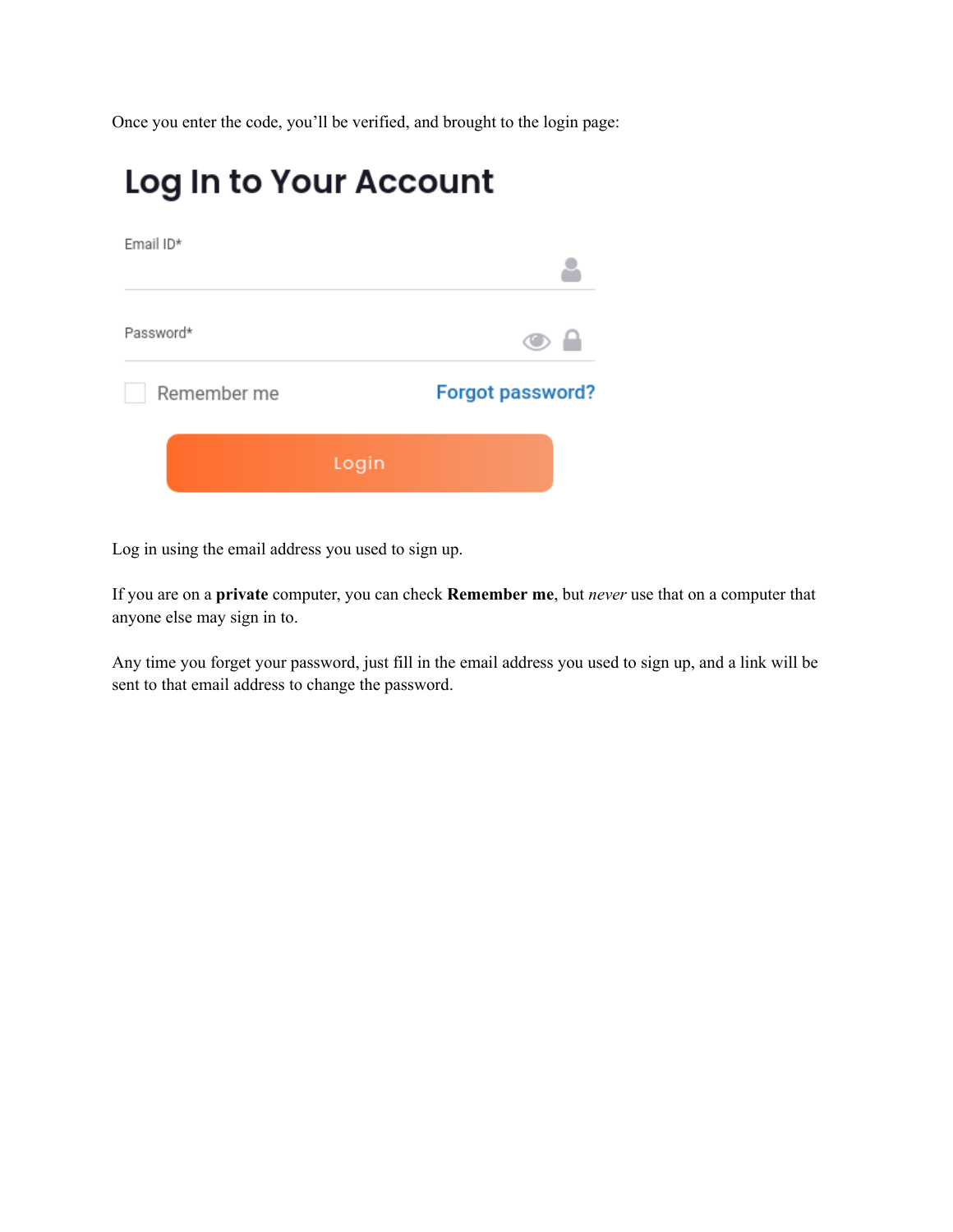Once you enter the code, you'll be verified, and brought to the login page:

# Log In to Your Account

Email ID*

Password*

Remember me Forgot password?

Login

Log in using the email address you used to sign up.

If you are on a **private** computer, you can check **Remember me**, but *never* use that on a computer that anyone else may sign in to.

Any time you forget your password, just fill in the email address you used to sign up, and a link will be sent to that email address to change the password.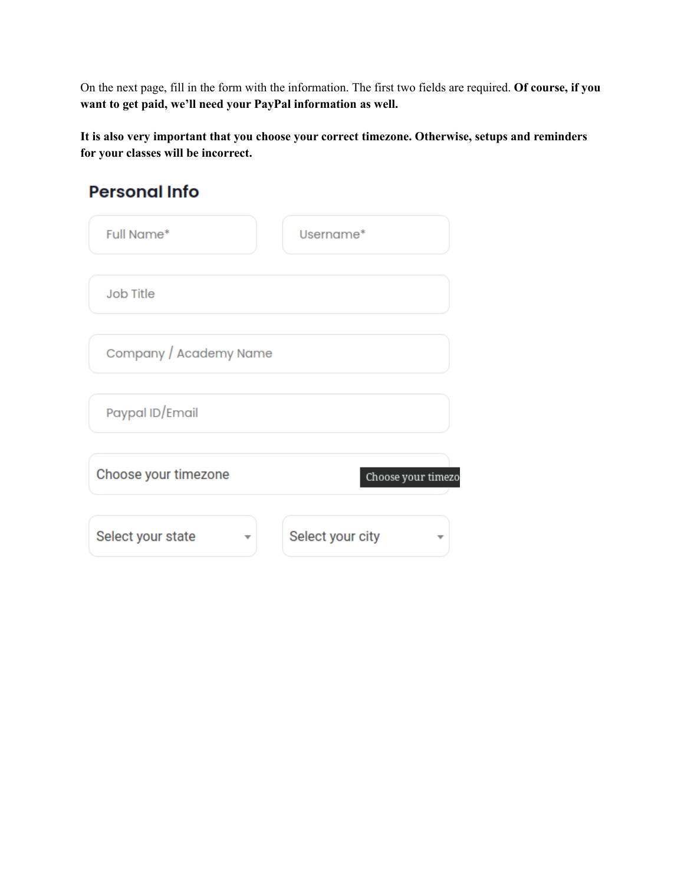On the next page, fill in the form with the information. The first two fields are required. **Of course, if you want to get paid, we'll need your PayPal information as well.**

**It is also very important that you choose your correct timezone. Otherwise, setups and reminders for your classes will be incorrect.**

## Personal Info

Full Name*

Username*

Job Title

Company / Academy Name

Paypal ID/Email

Choose your timezone

Choose your timezo

Select your state

Select your city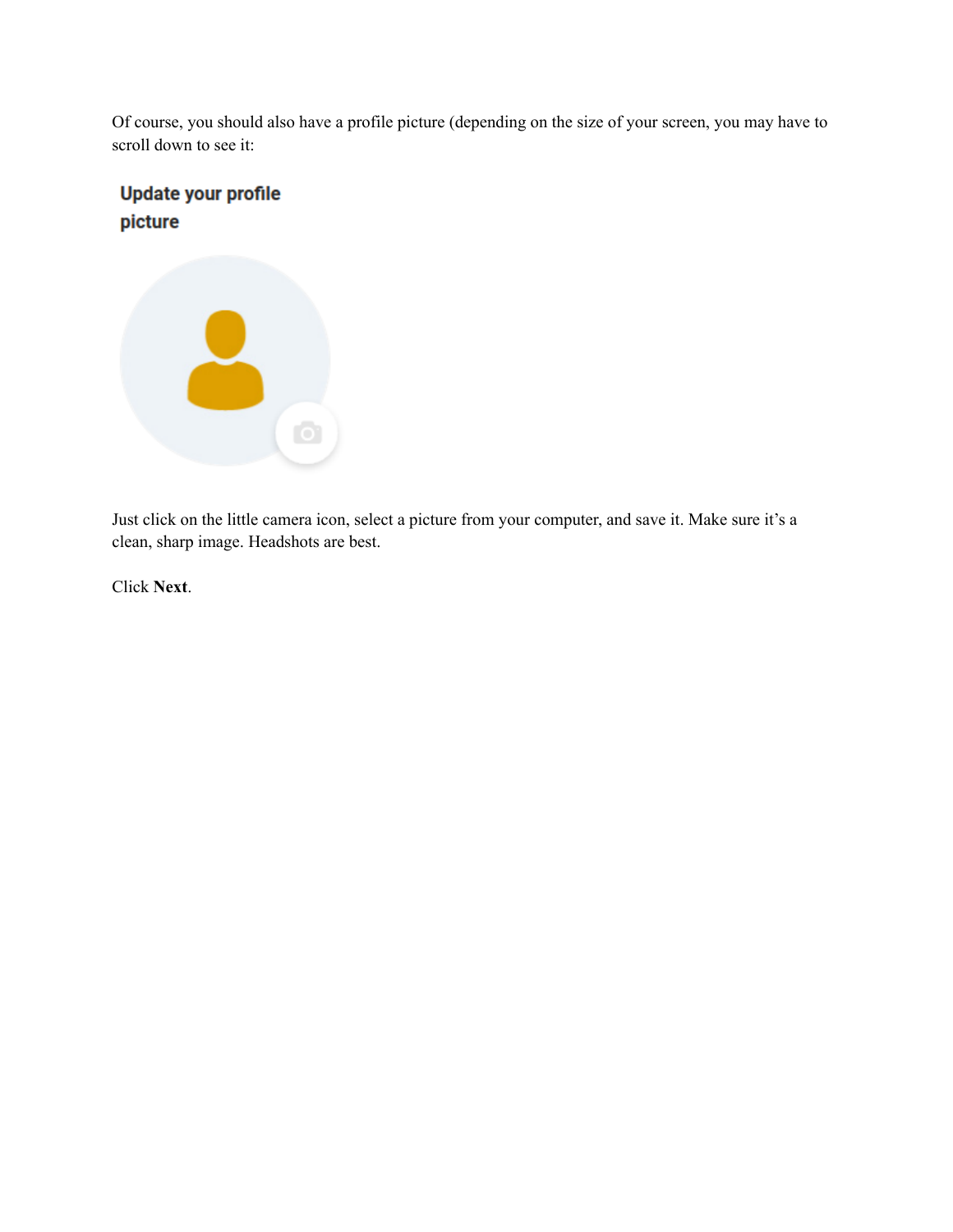Of course, you should also have a profile picture (depending on the size of your screen, you may have to scroll down to see it:

Update your profile picture

Just click on the little camera icon, select a picture from your computer, and save it. Make sure it's a clean, sharp image. Headshots are best.

Click **Next**.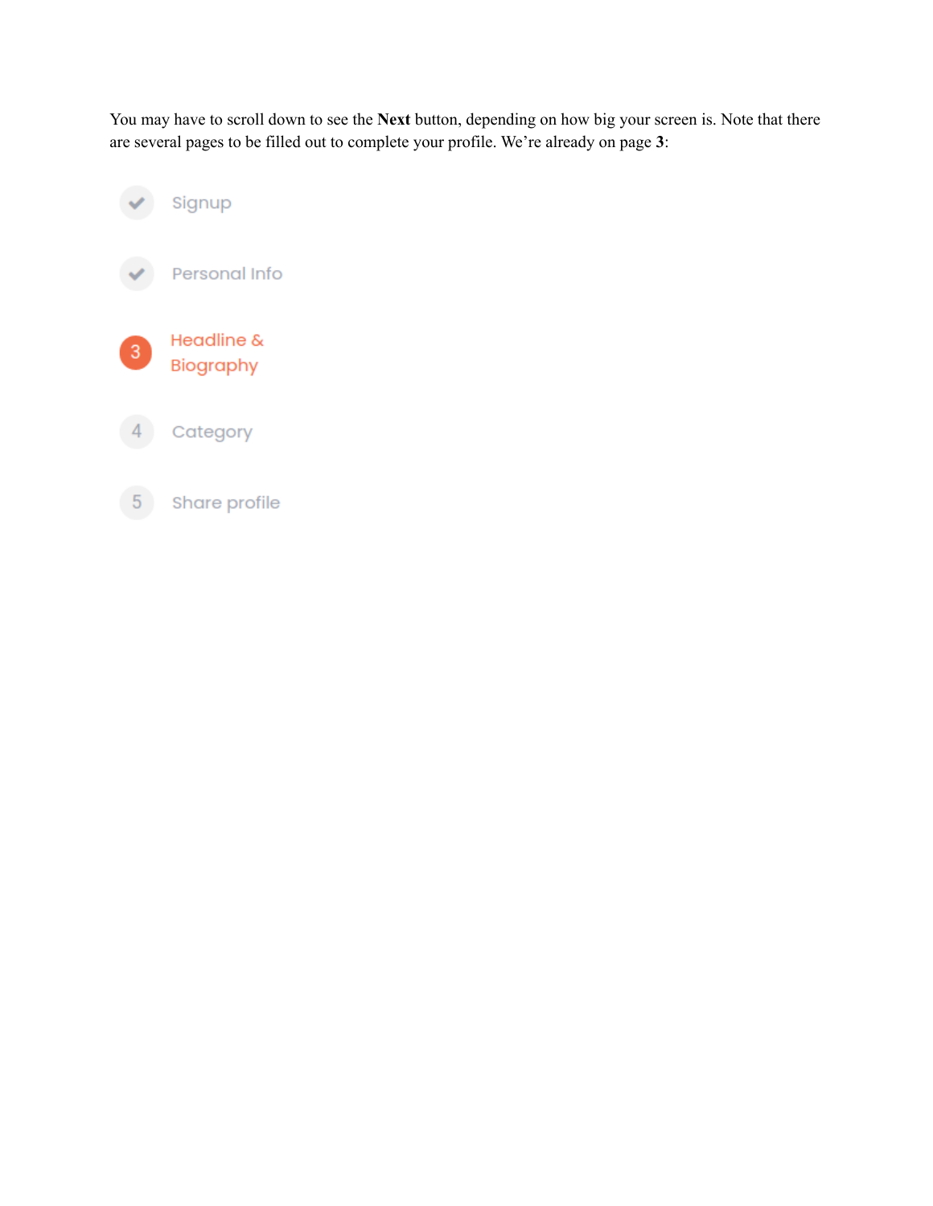You may have to scroll down to see the **Next** button, depending on how big your screen is. Note that there are several pages to be filled out to complete your profile. We're already on page **3**:

- ✓ Signup
- ✓ Personal Info
- 3 Headline & Biography
- 4 Category
- 5 Share profile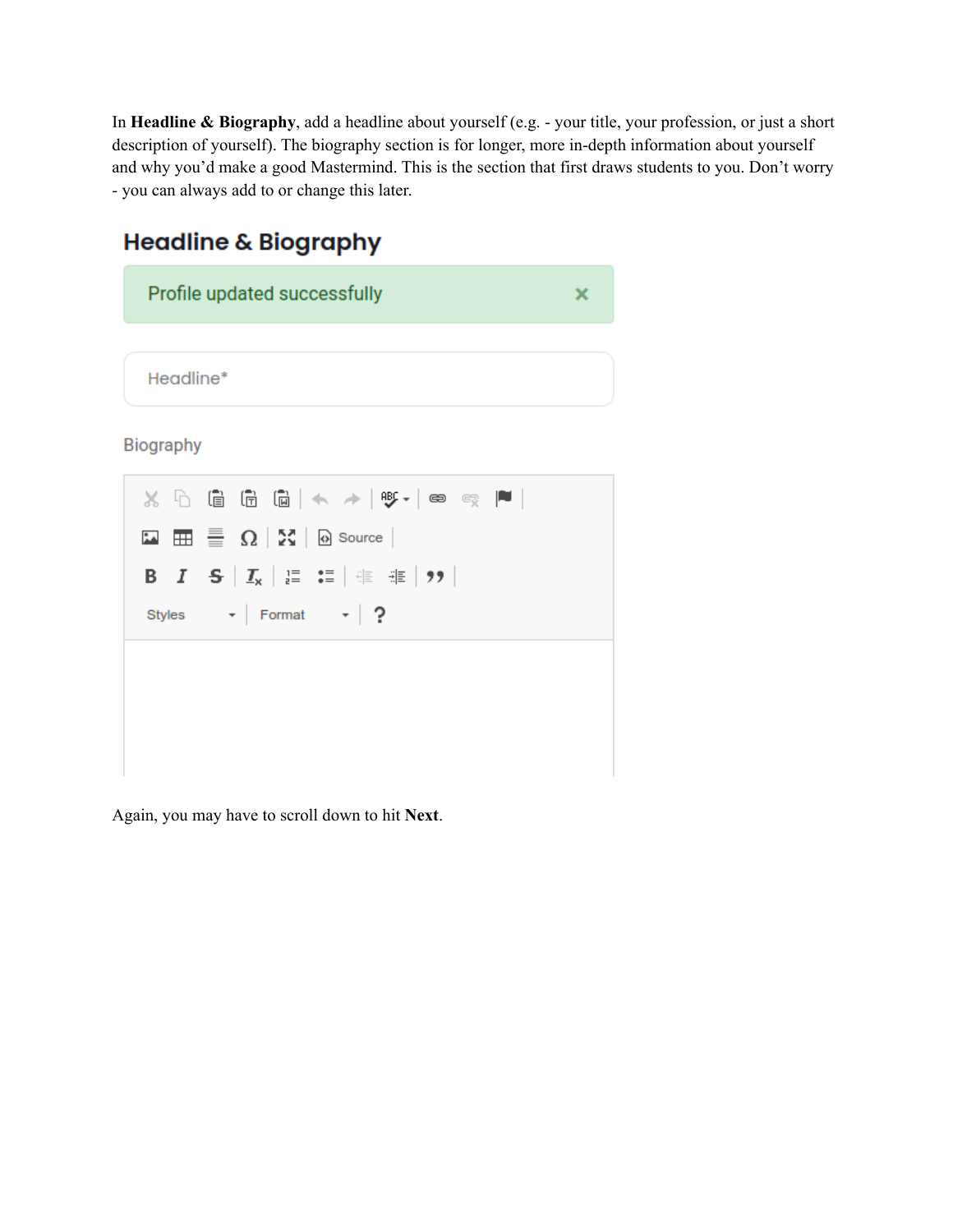In **Headline & Biography**, add a headline about yourself (e.g. - your title, your profession, or just a short description of yourself). The biography section is for longer, more in-depth information about yourself and why you'd make a good Mastermind. This is the section that first draws students to you. Don't worry - you can always add to or change this later.

Again, you may have to scroll down to hit **Next**.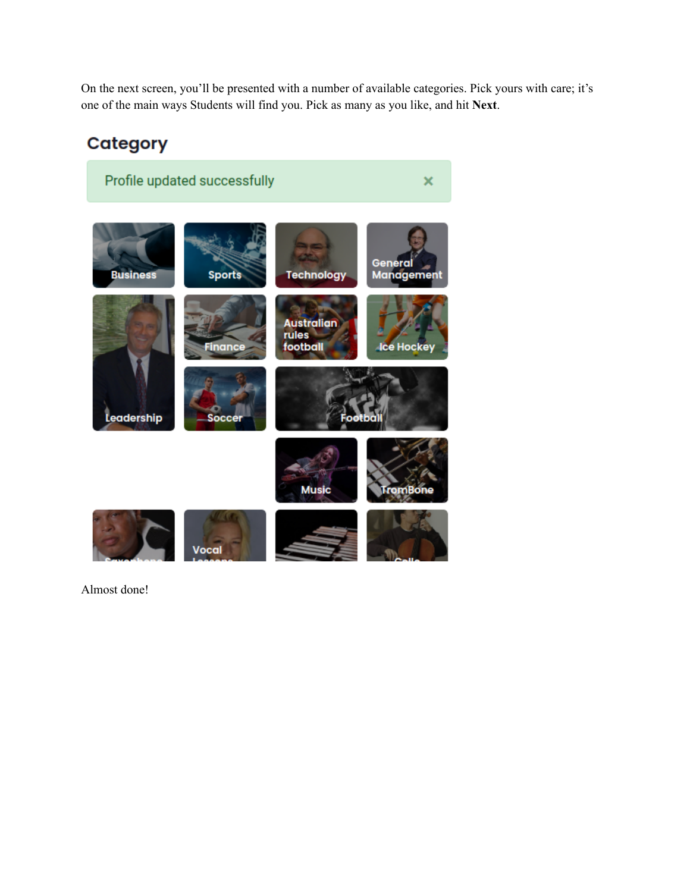On the next screen, you'll be presented with a number of available categories. Pick yours with care; it's one of the main ways Students will find you. Pick as many as you like, and hit **Next**.

Almost done!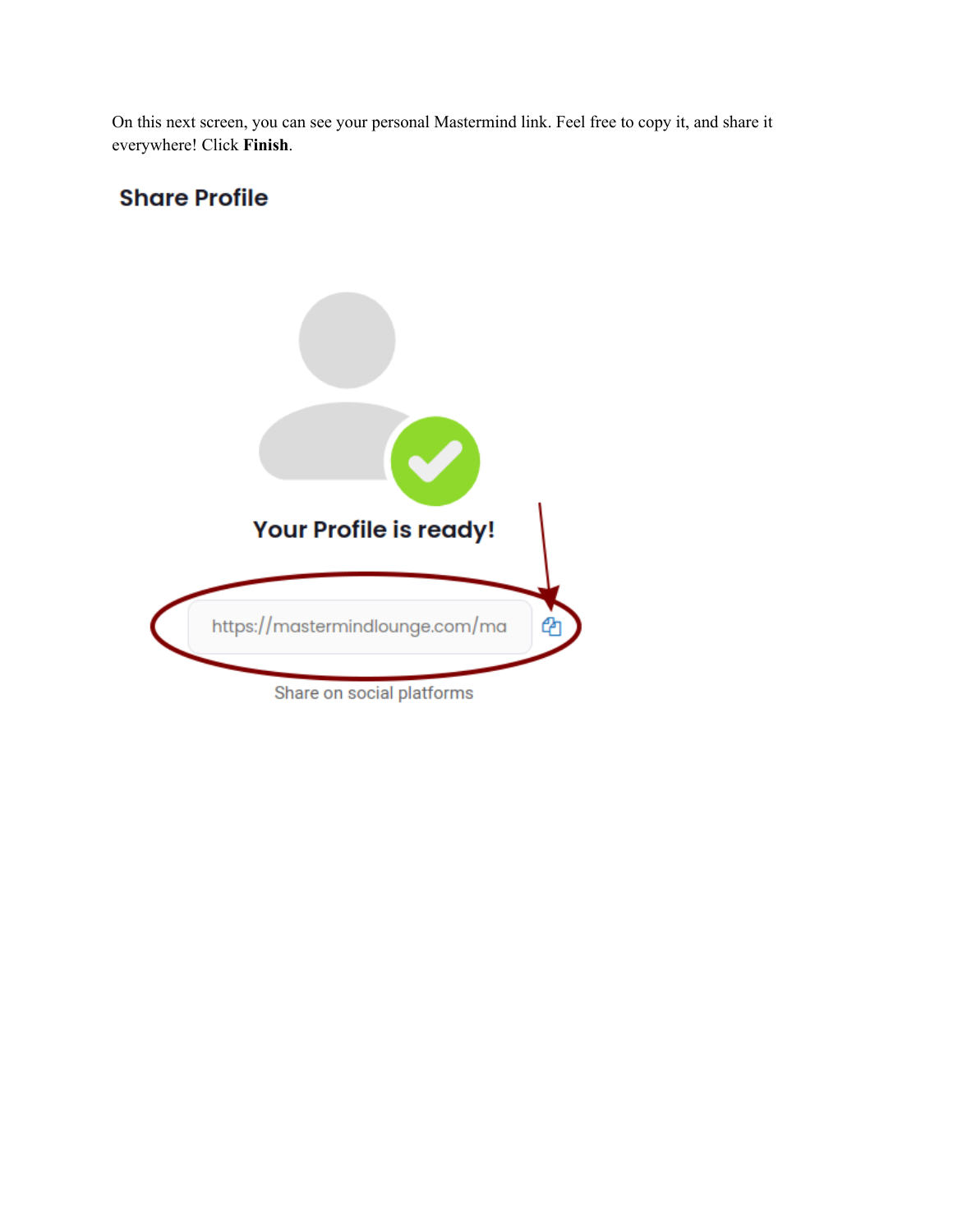On this next screen, you can see your personal Mastermind link. Feel free to copy it, and share it everywhere! Click **Finish**.

## Share Profile

**Your Profile is ready!**

https://mastermindlounge.com/ma

Share on social platforms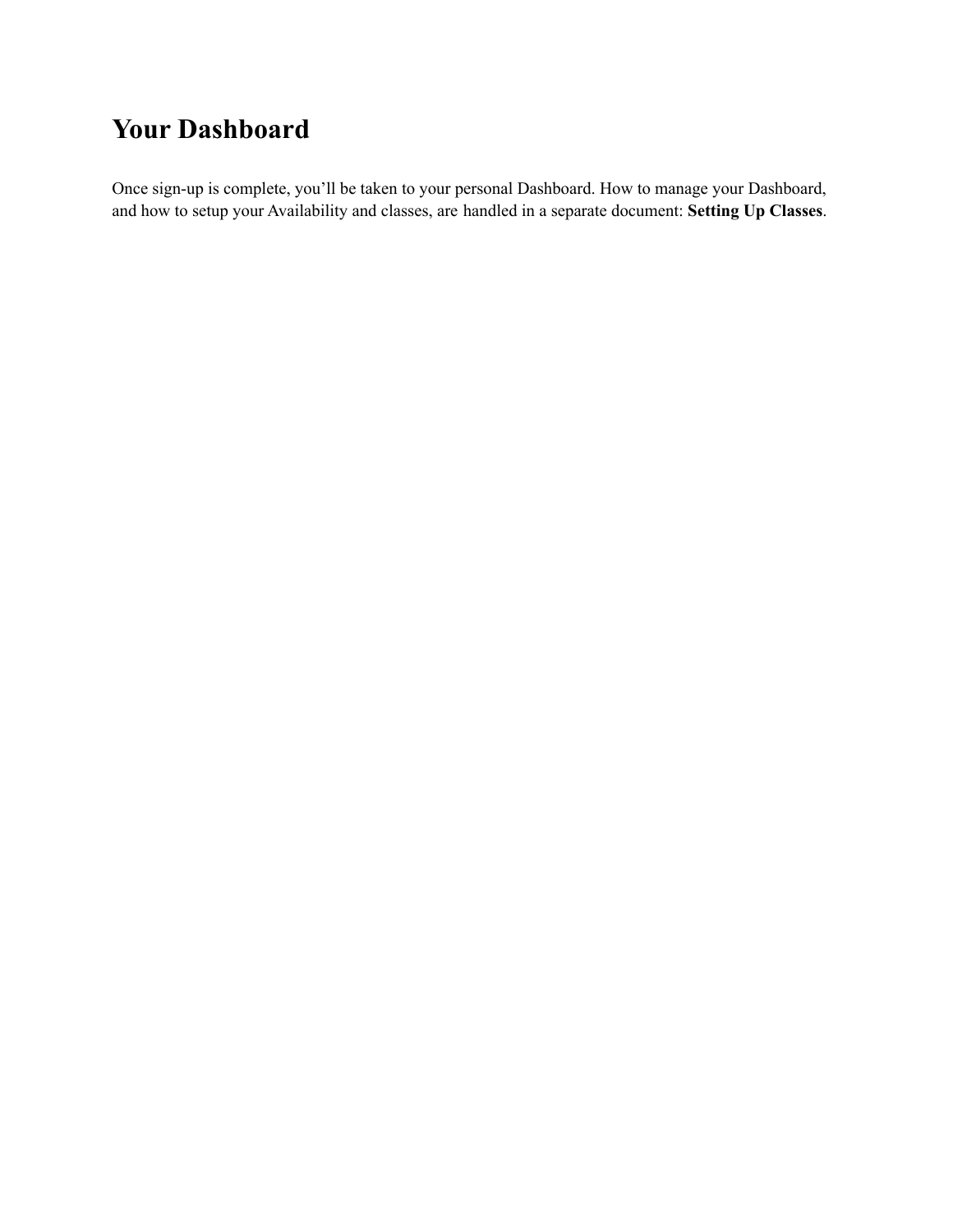# Your Dashboard

Once sign-up is complete, you'll be taken to your personal Dashboard. How to manage your Dashboard, and how to setup your Availability and classes, are handled in a separate document: **Setting Up Classes**.